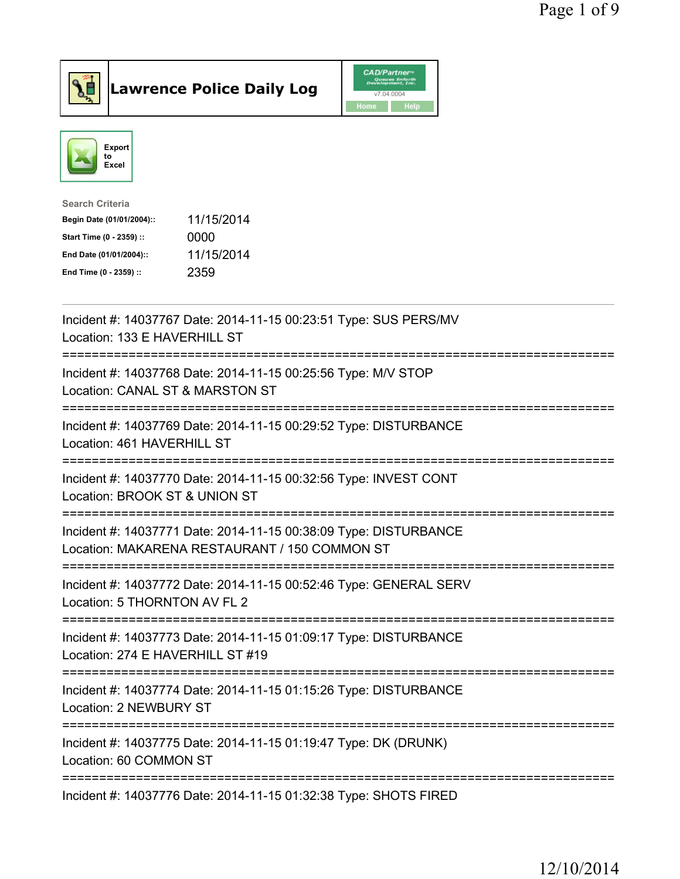# Lawrence Police Daily Log

Export to Excel

**Search Criteria**

| | |
|---|---|
| **Begin Date (01/01/2004)::** | 11/15/2014 |
| **Start Time (0 - 2359) ::** | 0000 |
| **End Date (01/01/2004)::** | 11/15/2014 |
| **End Time (0 - 2359) ::** | 2359 |

---

Incident #: 14037767 Date: 2014-11-15 00:23:51 Type: SUS PERS/MV
Location: 133 E HAVERHILL ST

===========================================================================

Incident #: 14037768 Date: 2014-11-15 00:25:56 Type: M/V STOP
Location: CANAL ST & MARSTON ST

===========================================================================

Incident #: 14037769 Date: 2014-11-15 00:29:52 Type: DISTURBANCE
Location: 461 HAVERHILL ST

===========================================================================

Incident #: 14037770 Date: 2014-11-15 00:32:56 Type: INVEST CONT
Location: BROOK ST & UNION ST

===========================================================================

Incident #: 14037771 Date: 2014-11-15 00:38:09 Type: DISTURBANCE
Location: MAKARENA RESTAURANT / 150 COMMON ST

===========================================================================

Incident #: 14037772 Date: 2014-11-15 00:52:46 Type: GENERAL SERV
Location: 5 THORNTON AV FL 2

===========================================================================

Incident #: 14037773 Date: 2014-11-15 01:09:17 Type: DISTURBANCE
Location: 274 E HAVERHILL ST #19

===========================================================================

Incident #: 14037774 Date: 2014-11-15 01:15:26 Type: DISTURBANCE
Location: 2 NEWBURY ST

===========================================================================

Incident #: 14037775 Date: 2014-11-15 01:19:47 Type: DK (DRUNK)
Location: 60 COMMON ST

===========================================================================

Incident #: 14037776 Date: 2014-11-15 01:32:38 Type: SHOTS FIRED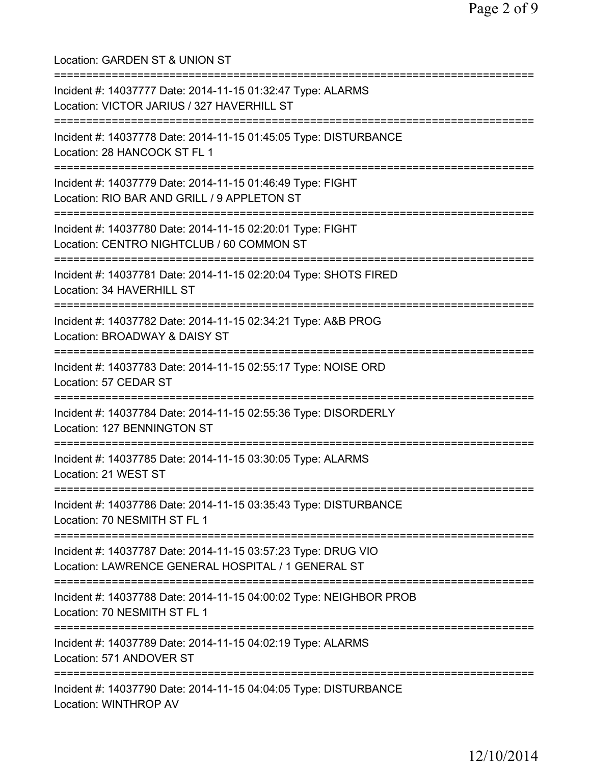Location: GARDEN ST & UNION ST

==============================================================================

Incident #: 14037777 Date: 2014-11-15 01:32:47 Type: ALARMS
Location: VICTOR JARIUS / 327 HAVERHILL ST

==============================================================================

Incident #: 14037778 Date: 2014-11-15 01:45:05 Type: DISTURBANCE
Location: 28 HANCOCK ST FL 1

==============================================================================

Incident #: 14037779 Date: 2014-11-15 01:46:49 Type: FIGHT
Location: RIO BAR AND GRILL / 9 APPLETON ST

==============================================================================

Incident #: 14037780 Date: 2014-11-15 02:20:01 Type: FIGHT
Location: CENTRO NIGHTCLUB / 60 COMMON ST

==============================================================================

Incident #: 14037781 Date: 2014-11-15 02:20:04 Type: SHOTS FIRED
Location: 34 HAVERHILL ST

==============================================================================

Incident #: 14037782 Date: 2014-11-15 02:34:21 Type: A&B PROG
Location: BROADWAY & DAISY ST

==============================================================================

Incident #: 14037783 Date: 2014-11-15 02:55:17 Type: NOISE ORD
Location: 57 CEDAR ST

==============================================================================

Incident #: 14037784 Date: 2014-11-15 02:55:36 Type: DISORDERLY
Location: 127 BENNINGTON ST

==============================================================================

Incident #: 14037785 Date: 2014-11-15 03:30:05 Type: ALARMS
Location: 21 WEST ST

==============================================================================

Incident #: 14037786 Date: 2014-11-15 03:35:43 Type: DISTURBANCE
Location: 70 NESMITH ST FL 1

==============================================================================

Incident #: 14037787 Date: 2014-11-15 03:57:23 Type: DRUG VIO
Location: LAWRENCE GENERAL HOSPITAL / 1 GENERAL ST

==============================================================================

Incident #: 14037788 Date: 2014-11-15 04:00:02 Type: NEIGHBOR PROB
Location: 70 NESMITH ST FL 1

==============================================================================

Incident #: 14037789 Date: 2014-11-15 04:02:19 Type: ALARMS
Location: 571 ANDOVER ST

==============================================================================

Incident #: 14037790 Date: 2014-11-15 04:04:05 Type: DISTURBANCE
Location: WINTHROP AV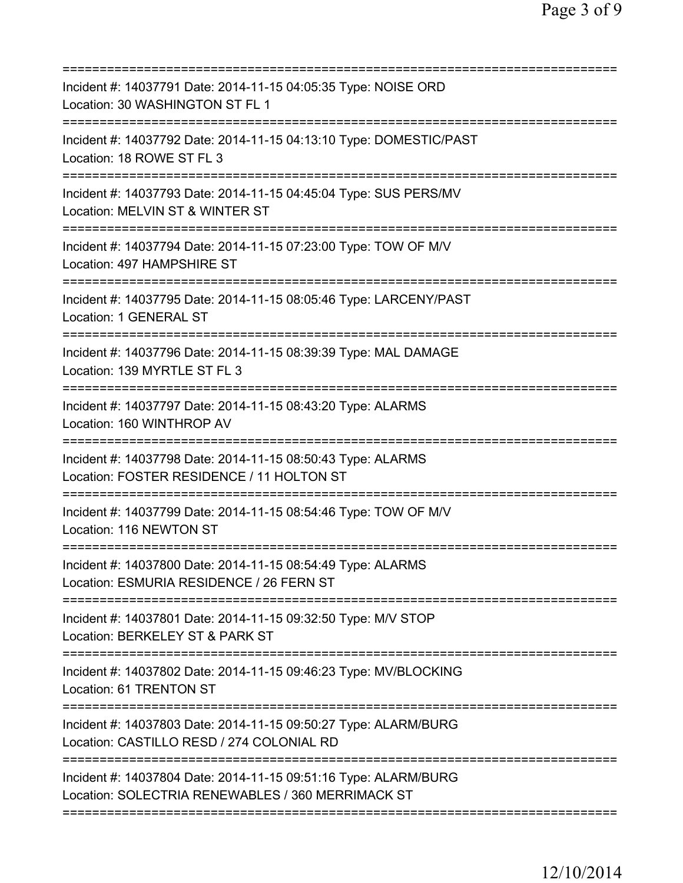Incident #: 14037791 Date: 2014-11-15 04:05:35 Type: NOISE ORD
Location: 30 WASHINGTON ST FL 1

Incident #: 14037792 Date: 2014-11-15 04:13:10 Type: DOMESTIC/PAST
Location: 18 ROWE ST FL 3

Incident #: 14037793 Date: 2014-11-15 04:45:04 Type: SUS PERS/MV
Location: MELVIN ST & WINTER ST

Incident #: 14037794 Date: 2014-11-15 07:23:00 Type: TOW OF M/V
Location: 497 HAMPSHIRE ST

Incident #: 14037795 Date: 2014-11-15 08:05:46 Type: LARCENY/PAST
Location: 1 GENERAL ST

Incident #: 14037796 Date: 2014-11-15 08:39:39 Type: MAL DAMAGE
Location: 139 MYRTLE ST FL 3

Incident #: 14037797 Date: 2014-11-15 08:43:20 Type: ALARMS
Location: 160 WINTHROP AV

Incident #: 14037798 Date: 2014-11-15 08:50:43 Type: ALARMS
Location: FOSTER RESIDENCE / 11 HOLTON ST

Incident #: 14037799 Date: 2014-11-15 08:54:46 Type: TOW OF M/V
Location: 116 NEWTON ST

Incident #: 14037800 Date: 2014-11-15 08:54:49 Type: ALARMS
Location: ESMURIA RESIDENCE / 26 FERN ST

Incident #: 14037801 Date: 2014-11-15 09:32:50 Type: M/V STOP
Location: BERKELEY ST & PARK ST

Incident #: 14037802 Date: 2014-11-15 09:46:23 Type: MV/BLOCKING
Location: 61 TRENTON ST

Incident #: 14037803 Date: 2014-11-15 09:50:27 Type: ALARM/BURG
Location: CASTILLO RESD / 274 COLONIAL RD

Incident #: 14037804 Date: 2014-11-15 09:51:16 Type: ALARM/BURG
Location: SOLECTRIA RENEWABLES / 360 MERRIMACK ST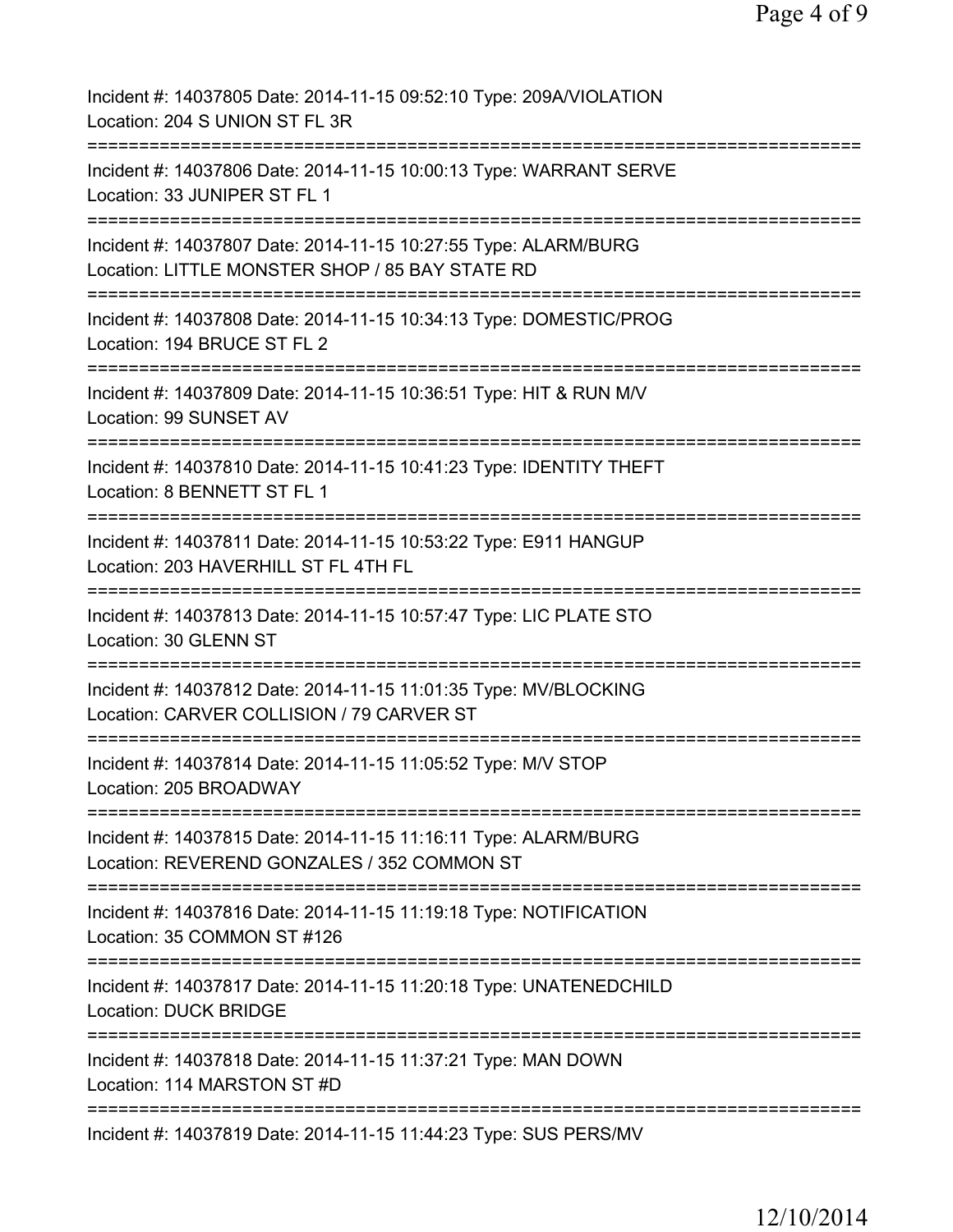Incident #: 14037805 Date: 2014-11-15 09:52:10 Type: 209A/VIOLATION
Location: 204 S UNION ST FL 3R
===========================================================================
Incident #: 14037806 Date: 2014-11-15 10:00:13 Type: WARRANT SERVE
Location: 33 JUNIPER ST FL 1
===========================================================================
Incident #: 14037807 Date: 2014-11-15 10:27:55 Type: ALARM/BURG
Location: LITTLE MONSTER SHOP / 85 BAY STATE RD
===========================================================================
Incident #: 14037808 Date: 2014-11-15 10:34:13 Type: DOMESTIC/PROG
Location: 194 BRUCE ST FL 2
===========================================================================
Incident #: 14037809 Date: 2014-11-15 10:36:51 Type: HIT & RUN M/V
Location: 99 SUNSET AV
===========================================================================
Incident #: 14037810 Date: 2014-11-15 10:41:23 Type: IDENTITY THEFT
Location: 8 BENNETT ST FL 1
===========================================================================
Incident #: 14037811 Date: 2014-11-15 10:53:22 Type: E911 HANGUP
Location: 203 HAVERHILL ST FL 4TH FL
===========================================================================
Incident #: 14037813 Date: 2014-11-15 10:57:47 Type: LIC PLATE STO
Location: 30 GLENN ST
===========================================================================
Incident #: 14037812 Date: 2014-11-15 11:01:35 Type: MV/BLOCKING
Location: CARVER COLLISION / 79 CARVER ST
===========================================================================
Incident #: 14037814 Date: 2014-11-15 11:05:52 Type: M/V STOP
Location: 205 BROADWAY
===========================================================================
Incident #: 14037815 Date: 2014-11-15 11:16:11 Type: ALARM/BURG
Location: REVEREND GONZALES / 352 COMMON ST
===========================================================================
Incident #: 14037816 Date: 2014-11-15 11:19:18 Type: NOTIFICATION
Location: 35 COMMON ST #126
===========================================================================
Incident #: 14037817 Date: 2014-11-15 11:20:18 Type: UNATENEDCHILD
Location: DUCK BRIDGE
===========================================================================
Incident #: 14037818 Date: 2014-11-15 11:37:21 Type: MAN DOWN
Location: 114 MARSTON ST #D
===========================================================================
Incident #: 14037819 Date: 2014-11-15 11:44:23 Type: SUS PERS/MV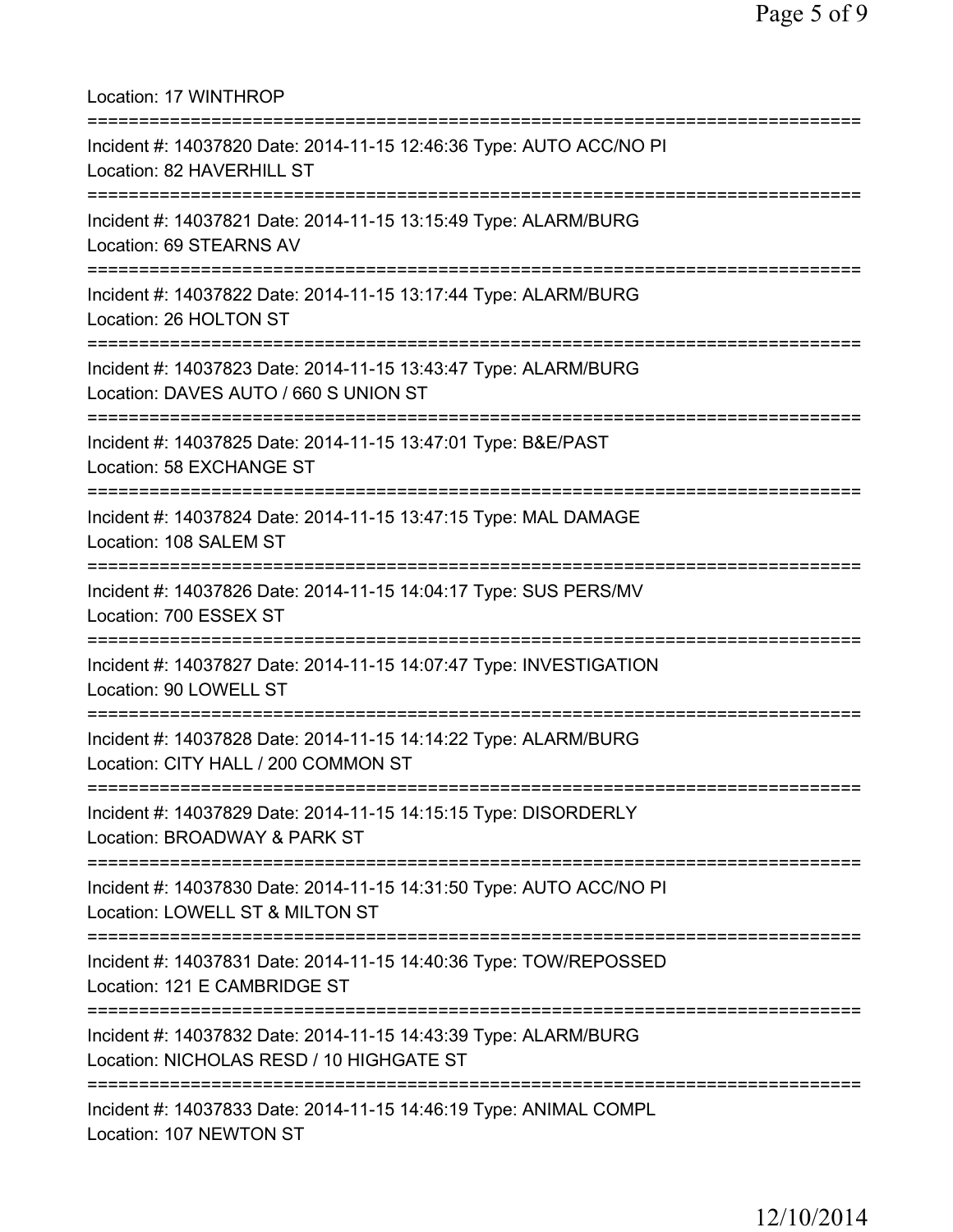Location: 17 WINTHROP

===========================================================================

Incident #: 14037820 Date: 2014-11-15 12:46:36 Type: AUTO ACC/NO PI
Location: 82 HAVERHILL ST

===========================================================================

Incident #: 14037821 Date: 2014-11-15 13:15:49 Type: ALARM/BURG
Location: 69 STEARNS AV

===========================================================================

Incident #: 14037822 Date: 2014-11-15 13:17:44 Type: ALARM/BURG
Location: 26 HOLTON ST

===========================================================================

Incident #: 14037823 Date: 2014-11-15 13:43:47 Type: ALARM/BURG
Location: DAVES AUTO / 660 S UNION ST

===========================================================================

Incident #: 14037825 Date: 2014-11-15 13:47:01 Type: B&E/PAST
Location: 58 EXCHANGE ST

===========================================================================

Incident #: 14037824 Date: 2014-11-15 13:47:15 Type: MAL DAMAGE
Location: 108 SALEM ST

===========================================================================

Incident #: 14037826 Date: 2014-11-15 14:04:17 Type: SUS PERS/MV
Location: 700 ESSEX ST

===========================================================================

Incident #: 14037827 Date: 2014-11-15 14:07:47 Type: INVESTIGATION
Location: 90 LOWELL ST

===========================================================================

Incident #: 14037828 Date: 2014-11-15 14:14:22 Type: ALARM/BURG
Location: CITY HALL / 200 COMMON ST

===========================================================================

Incident #: 14037829 Date: 2014-11-15 14:15:15 Type: DISORDERLY
Location: BROADWAY & PARK ST

===========================================================================

Incident #: 14037830 Date: 2014-11-15 14:31:50 Type: AUTO ACC/NO PI
Location: LOWELL ST & MILTON ST

===========================================================================

Incident #: 14037831 Date: 2014-11-15 14:40:36 Type: TOW/REPOSSED
Location: 121 E CAMBRIDGE ST

===========================================================================

Incident #: 14037832 Date: 2014-11-15 14:43:39 Type: ALARM/BURG
Location: NICHOLAS RESD / 10 HIGHGATE ST

===========================================================================

Incident #: 14037833 Date: 2014-11-15 14:46:19 Type: ANIMAL COMPL
Location: 107 NEWTON ST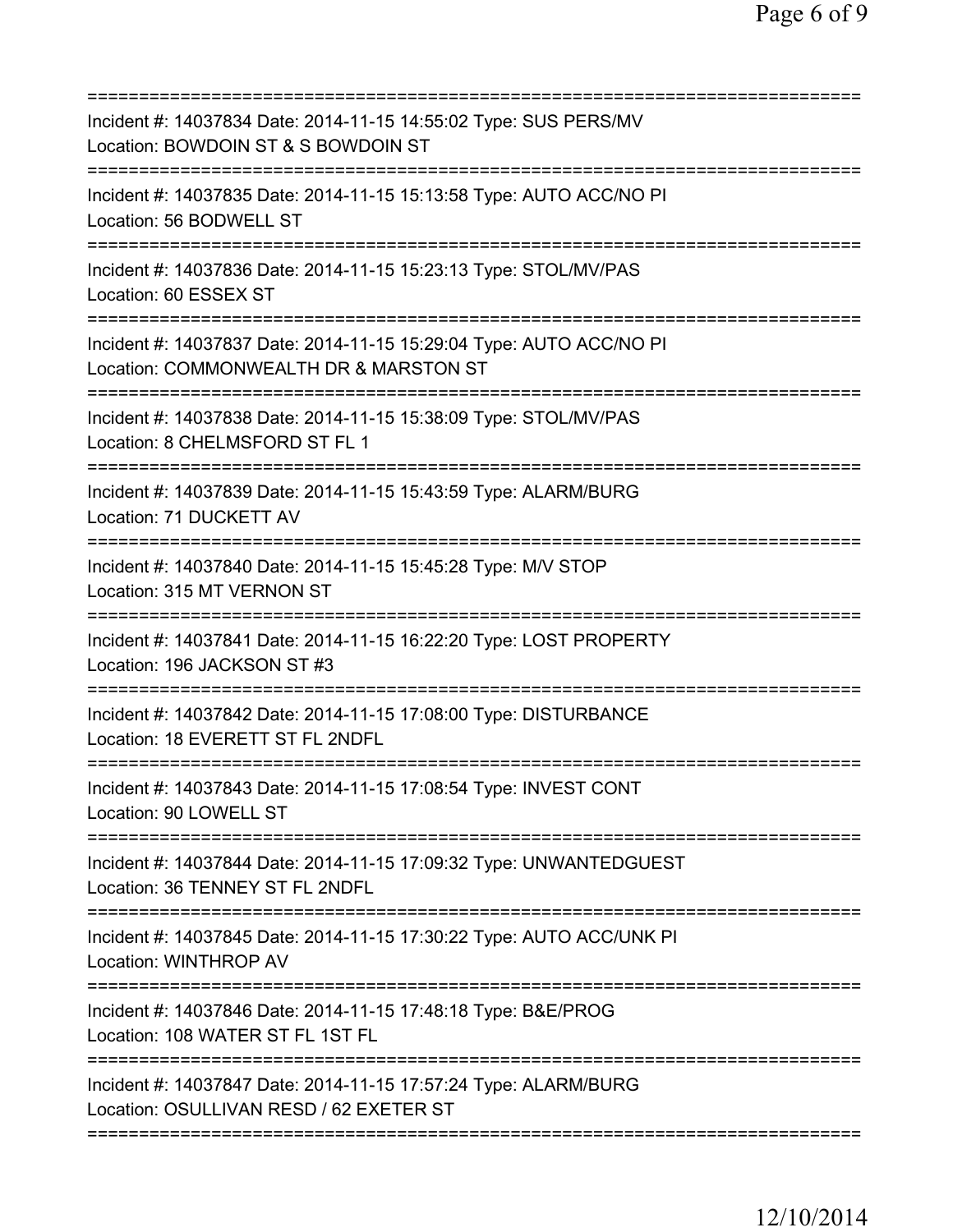Incident #: 14037834 Date: 2014-11-15 14:55:02 Type: SUS PERS/MV
Location: BOWDOIN ST & S BOWDOIN ST

Incident #: 14037835 Date: 2014-11-15 15:13:58 Type: AUTO ACC/NO PI
Location: 56 BODWELL ST

Incident #: 14037836 Date: 2014-11-15 15:23:13 Type: STOL/MV/PAS
Location: 60 ESSEX ST

Incident #: 14037837 Date: 2014-11-15 15:29:04 Type: AUTO ACC/NO PI
Location: COMMONWEALTH DR & MARSTON ST

Incident #: 14037838 Date: 2014-11-15 15:38:09 Type: STOL/MV/PAS
Location: 8 CHELMSFORD ST FL 1

Incident #: 14037839 Date: 2014-11-15 15:43:59 Type: ALARM/BURG
Location: 71 DUCKETT AV

Incident #: 14037840 Date: 2014-11-15 15:45:28 Type: M/V STOP
Location: 315 MT VERNON ST

Incident #: 14037841 Date: 2014-11-15 16:22:20 Type: LOST PROPERTY
Location: 196 JACKSON ST #3

Incident #: 14037842 Date: 2014-11-15 17:08:00 Type: DISTURBANCE
Location: 18 EVERETT ST FL 2NDFL

Incident #: 14037843 Date: 2014-11-15 17:08:54 Type: INVEST CONT
Location: 90 LOWELL ST

Incident #: 14037844 Date: 2014-11-15 17:09:32 Type: UNWANTEDGUEST
Location: 36 TENNEY ST FL 2NDFL

Incident #: 14037845 Date: 2014-11-15 17:30:22 Type: AUTO ACC/UNK PI
Location: WINTHROP AV

Incident #: 14037846 Date: 2014-11-15 17:48:18 Type: B&E/PROG
Location: 108 WATER ST FL 1ST FL

Incident #: 14037847 Date: 2014-11-15 17:57:24 Type: ALARM/BURG
Location: OSULLIVAN RESD / 62 EXETER ST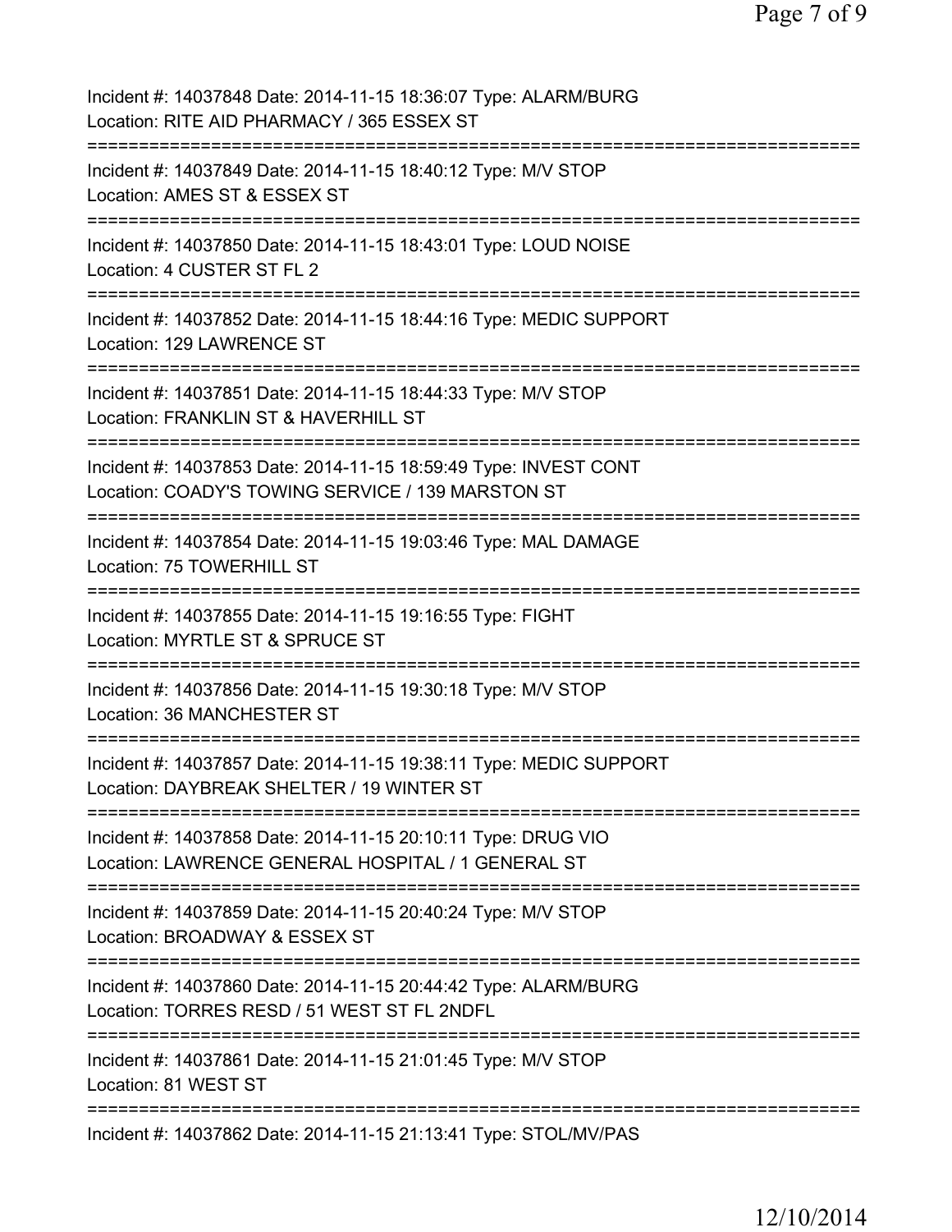Incident #: 14037848 Date: 2014-11-15 18:36:07 Type: ALARM/BURG
Location: RITE AID PHARMACY / 365 ESSEX ST

===========================================================================

Incident #: 14037849 Date: 2014-11-15 18:40:12 Type: M/V STOP
Location: AMES ST & ESSEX ST

===========================================================================

Incident #: 14037850 Date: 2014-11-15 18:43:01 Type: LOUD NOISE
Location: 4 CUSTER ST FL 2

===========================================================================

Incident #: 14037852 Date: 2014-11-15 18:44:16 Type: MEDIC SUPPORT
Location: 129 LAWRENCE ST

===========================================================================

Incident #: 14037851 Date: 2014-11-15 18:44:33 Type: M/V STOP
Location: FRANKLIN ST & HAVERHILL ST

===========================================================================

Incident #: 14037853 Date: 2014-11-15 18:59:49 Type: INVEST CONT
Location: COADY'S TOWING SERVICE / 139 MARSTON ST

===========================================================================

Incident #: 14037854 Date: 2014-11-15 19:03:46 Type: MAL DAMAGE
Location: 75 TOWERHILL ST

===========================================================================

Incident #: 14037855 Date: 2014-11-15 19:16:55 Type: FIGHT
Location: MYRTLE ST & SPRUCE ST

===========================================================================

Incident #: 14037856 Date: 2014-11-15 19:30:18 Type: M/V STOP
Location: 36 MANCHESTER ST

===========================================================================

Incident #: 14037857 Date: 2014-11-15 19:38:11 Type: MEDIC SUPPORT
Location: DAYBREAK SHELTER / 19 WINTER ST

===========================================================================

Incident #: 14037858 Date: 2014-11-15 20:10:11 Type: DRUG VIO
Location: LAWRENCE GENERAL HOSPITAL / 1 GENERAL ST

===========================================================================

Incident #: 14037859 Date: 2014-11-15 20:40:24 Type: M/V STOP
Location: BROADWAY & ESSEX ST

===========================================================================

Incident #: 14037860 Date: 2014-11-15 20:44:42 Type: ALARM/BURG
Location: TORRES RESD / 51 WEST ST FL 2NDFL

===========================================================================

Incident #: 14037861 Date: 2014-11-15 21:01:45 Type: M/V STOP
Location: 81 WEST ST

===========================================================================

Incident #: 14037862 Date: 2014-11-15 21:13:41 Type: STOL/MV/PAS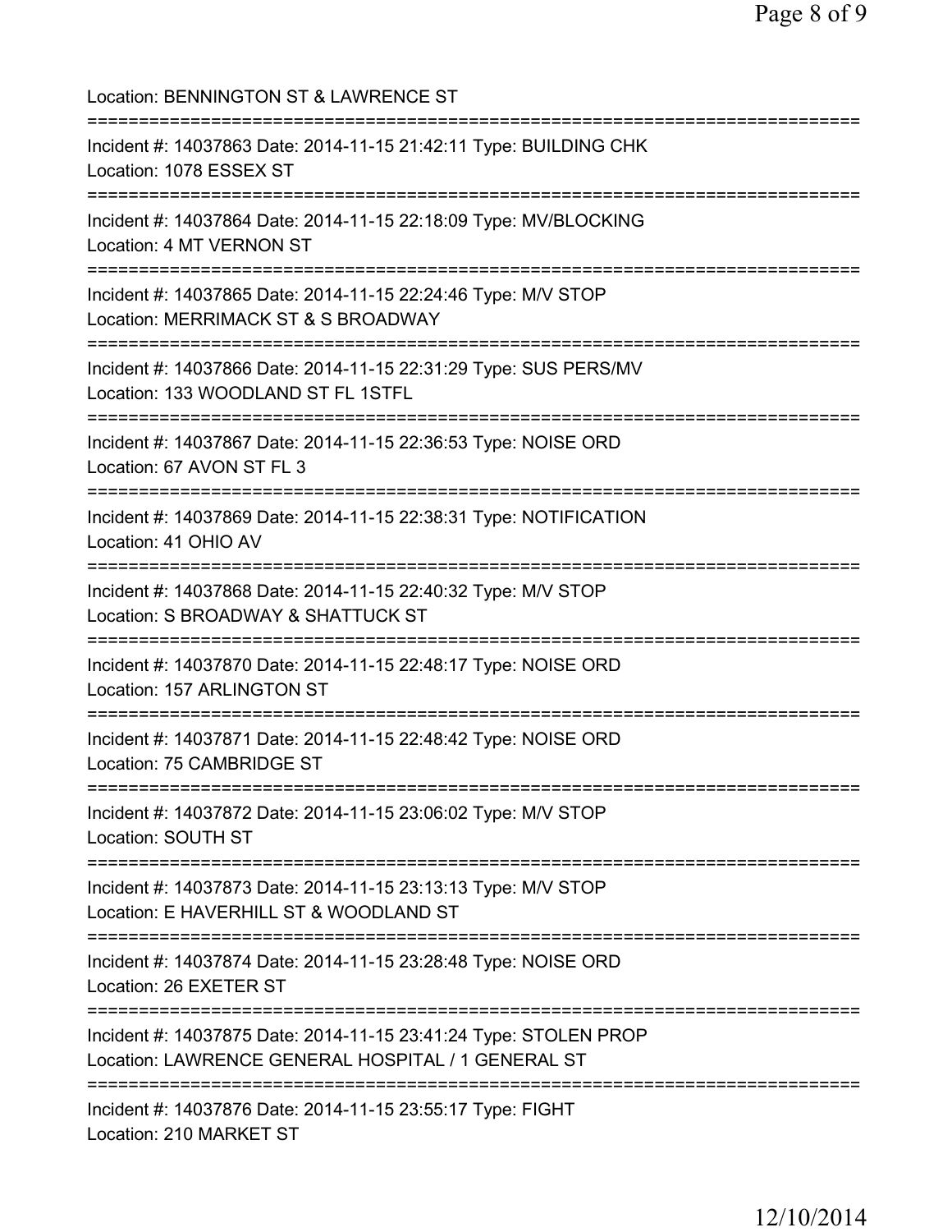Location: BENNINGTON ST & LAWRENCE ST

===========================================================================

Incident #: 14037863 Date: 2014-11-15 21:42:11 Type: BUILDING CHK
Location: 1078 ESSEX ST

===========================================================================

Incident #: 14037864 Date: 2014-11-15 22:18:09 Type: MV/BLOCKING
Location: 4 MT VERNON ST

===========================================================================

Incident #: 14037865 Date: 2014-11-15 22:24:46 Type: M/V STOP
Location: MERRIMACK ST & S BROADWAY

===========================================================================

Incident #: 14037866 Date: 2014-11-15 22:31:29 Type: SUS PERS/MV
Location: 133 WOODLAND ST FL 1STFL

===========================================================================

Incident #: 14037867 Date: 2014-11-15 22:36:53 Type: NOISE ORD
Location: 67 AVON ST FL 3

===========================================================================

Incident #: 14037869 Date: 2014-11-15 22:38:31 Type: NOTIFICATION
Location: 41 OHIO AV

===========================================================================

Incident #: 14037868 Date: 2014-11-15 22:40:32 Type: M/V STOP
Location: S BROADWAY & SHATTUCK ST

===========================================================================

Incident #: 14037870 Date: 2014-11-15 22:48:17 Type: NOISE ORD
Location: 157 ARLINGTON ST

===========================================================================

Incident #: 14037871 Date: 2014-11-15 22:48:42 Type: NOISE ORD
Location: 75 CAMBRIDGE ST

===========================================================================

Incident #: 14037872 Date: 2014-11-15 23:06:02 Type: M/V STOP
Location: SOUTH ST

===========================================================================

Incident #: 14037873 Date: 2014-11-15 23:13:13 Type: M/V STOP
Location: E HAVERHILL ST & WOODLAND ST

===========================================================================

Incident #: 14037874 Date: 2014-11-15 23:28:48 Type: NOISE ORD
Location: 26 EXETER ST

===========================================================================

Incident #: 14037875 Date: 2014-11-15 23:41:24 Type: STOLEN PROP
Location: LAWRENCE GENERAL HOSPITAL / 1 GENERAL ST

===========================================================================

Incident #: 14037876 Date: 2014-11-15 23:55:17 Type: FIGHT
Location: 210 MARKET ST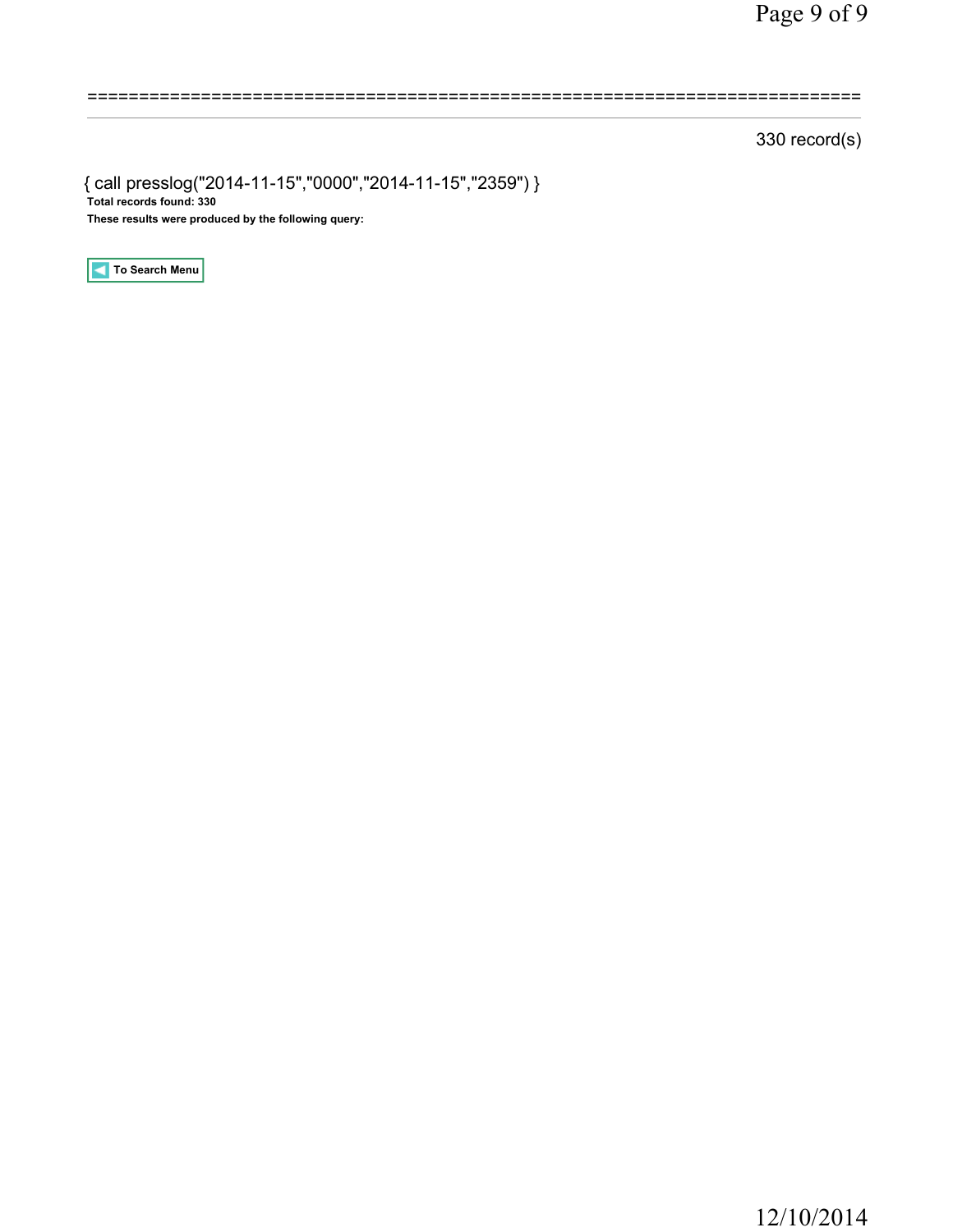==========================================================================

---

330 record(s)

{ call presslog("2014-11-15","0000","2014-11-15","2359") }

**Total records found: 330**

**These results were produced by the following query:**

**To Search Menu**